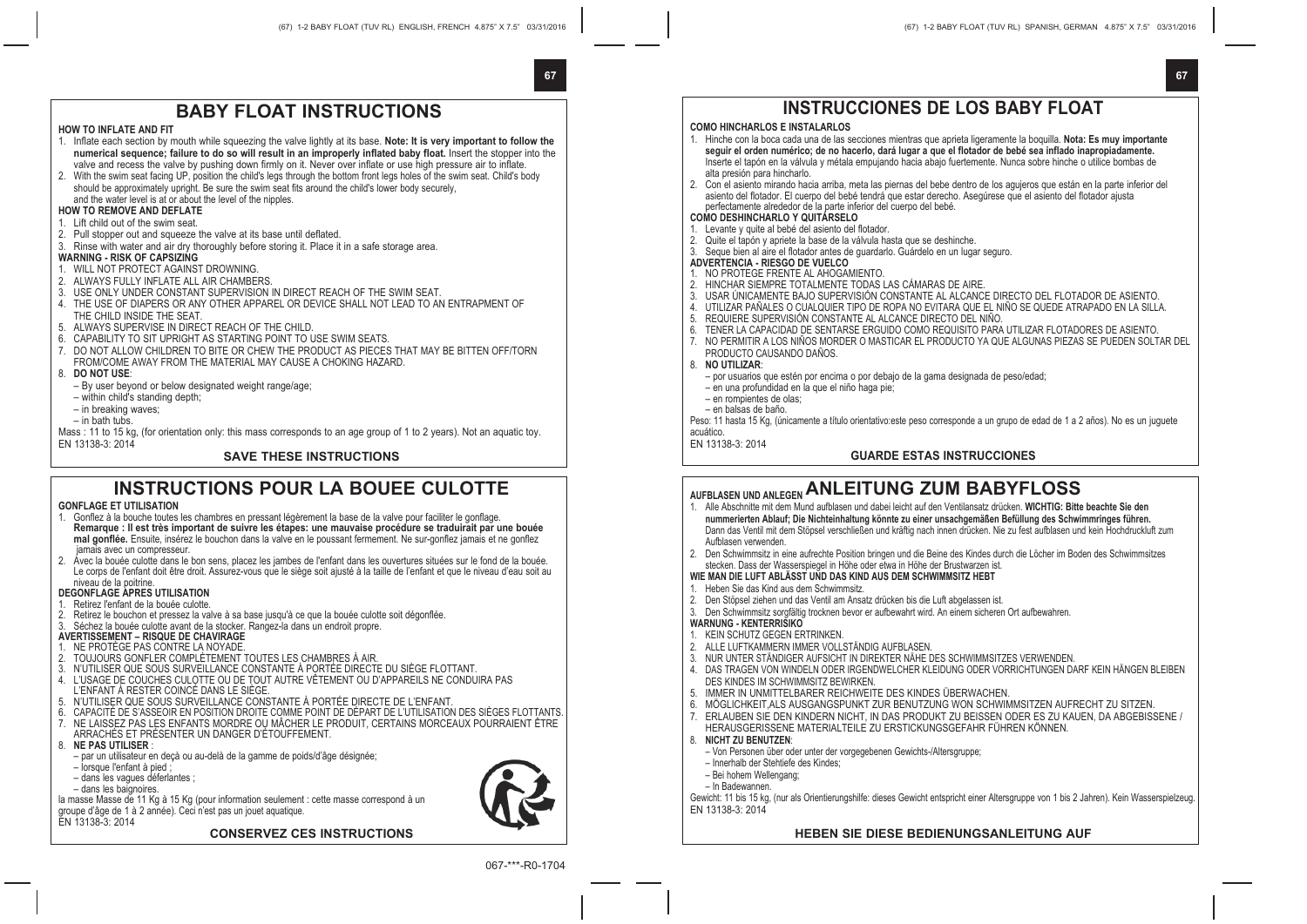# BABY FLOAT INSTRUCTIONS

**HOW TO INFLATE AND FIT**

1. Inflate each section by mouth while squeezing the valve lightly at its base. **Note: It is very important to follow the numerical sequence; failure to do so will result in an improperly inflated baby float.** Insert the stopper into the valve and recess the valve by pushing down firmly on it. Never over inflate or use high pressure air to inflate.
2. With the swim seat facing UP, position the child's legs through the bottom front legs holes of the swim seat. Child's body should be approximately upright. Be sure the swim seat fits around the child's lower body securely, and the water level is at or about the level of the nipples.

**HOW TO REMOVE AND DEFLATE**

1. Lift child out of the swim seat.
2. Pull stopper out and squeeze the valve at its base until deflated.
3. Rinse with water and air dry thoroughly before storing it. Place it in a safe storage area.

**WARNING - RISK OF CAPSIZING**

1. WILL NOT PROTECT AGAINST DROWNING.
2. ALWAYS FULLY INFLATE ALL AIR CHAMBERS.
3. USE ONLY UNDER CONSTANT SUPERVISION IN DIRECT REACH OF THE SWIM SEAT.
4. THE USE OF DIAPERS OR ANY OTHER APPAREL OR DEVICE SHALL NOT LEAD TO AN ENTRAPMENT OF THE CHILD INSIDE THE SEAT.
5. ALWAYS SUPERVISE IN DIRECT REACH OF THE CHILD.
6. CAPABILITY TO SIT UPRIGHT AS STARTING POINT TO USE SWIM SEATS.
7. DO NOT ALLOW CHILDREN TO BITE OR CHEW THE PRODUCT AS PIECES THAT MAY BE BITTEN OFF/TORN FROM/COME AWAY FROM THE MATERIAL MAY CAUSE A CHOKING HAZARD.
8. **DO NOT USE**:
   - By user beyond or below designated weight range/age;
   - within child's standing depth;
   - in breaking waves;
   - in bath tubs.

Mass : 11 to 15 kg, (for orientation only: this mass corresponds to an age group of 1 to 2 years). Not an aquatic toy.
EN 13138-3: 2014

**SAVE THESE INSTRUCTIONS**

# INSTRUCTIONS POUR LA BOUEE CULOTTE

**GONFLAGE ET UTILISATION**

1. Gonflez à la bouche toutes les chambres en pressant légèrement la base de la valve pour faciliter le gonflage. **Remarque : Il est très important de suivre les étapes: une mauvaise procédure se traduirait par une bouée mal gonflée.** Ensuite, insérez le bouchon dans la valve en le poussant fermement. Ne sur-gonflez jamais et ne gonflez jamais avec un compresseur.
2. Avec la bouée culotte dans le bon sens, placez les jambes de l'enfant dans les ouvertures situées sur le fond de la bouée. Le corps de l'enfant doit être droit. Assurez-vous que le siège soit ajusté à la taille de l'enfant et que le niveau d'eau soit au niveau de la poitrine.

**DEGONFLAGE APRES UTILISATION**

1. Retirez l'enfant de la bouée culotte.
2. Retirez le bouchon et pressez la valve à sa base jusqu'à ce que la bouée culotte soit dégonflée.
3. Séchez la bouée culotte avant de la stocker. Rangez-la dans un endroit propre.

**AVERTISSEMENT – RISQUE DE CHAVIRAGE**

1. NE PROTÈGE PAS CONTRE LA NOYADE.
2. TOUJOURS GONFLER COMPLÈTEMENT TOUTES LES CHAMBRES À AIR.
3. N'UTILISER QUE SOUS SURVEILLANCE CONSTANTE À PORTÉE DIRECTE DU SIÈGE FLOTTANT.
4. L'USAGE DE COUCHES CULOTTE OU DE TOUT AUTRE VÊTEMENT OU D'APPAREILS NE CONDUIRA PAS L'ENFANT À RESTER COINCÉ DANS LE SIÈGE.
5. N'UTILISER QUE SOUS SURVEILLANCE CONSTANTE À PORTÉE DIRECTE DE L'ENFANT.
6. CAPACITÉ DE S'ASSEOIR EN POSITION DROITE COMME POINT DE DÉPART DE L'UTILISATION DES SIÈGES FLOTTANTS.
7. NE LAISSEZ PAS LES ENFANTS MORDRE OU MÂCHER LE PRODUIT, CERTAINS MORCEAUX POURRAIENT ÊTRE ARRACHÉS ET PRÉSENTER UN DANGER D'ÉTOUFFEMENT.
8. **NE PAS UTILISER** :
   - par un utilisateur en deçà ou au-delà de la gamme de poids/d'âge désignée;
   - lorsque l'enfant à pied ;
   - dans les vagues déferlantes ;
   - dans les baignoires.

la masse Masse de 11 Kg à 15 Kg (pour information seulement : cette masse correspond à un groupe d'âge de 1 à 2 année). Ceci n'est pas un jouet aquatique.
EN 13138-3: 2014

**CONSERVEZ CES INSTRUCTIONS**

# INSTRUCCIONES DE LOS BABY FLOAT

**COMO HINCHARLOS E INSTALARLOS**

1. Hinche con la boca cada una de las secciones mientras que apriete ligeramente la boquilla. **Nota: Es muy importante seguir el orden numérico; de no hacerlo, dará lugar a que el flotador de bebé sea inflado inapropiadamente.** Inserte el tapón en la válvula y métala empujando hacia abajo fuertemente. Nunca sobre hinche o utilice bombas de alta presión para hincharlo.
2. Con el asiento mirando hacia arriba, meta las piernas del bebe dentro de los agujeros que están en la parte inferior del asiento del flotador. El cuerpo del bebé tendrá que estar derecho. Asegúrese que el asiento del flotador ajusta perfectamente alrededor de la parte inferior del cuerpo del bebé.

**COMO DESHINCHARLO Y QUITÁRSELO**

1. Levante y quite al bebé del asiento del flotador.
2. Quite el tapón y apriete la base de la válvula hasta que se deshinche.
3. Seque bien al aire el flotador antes de guardarlo. Guárdelo en un lugar seguro.

**ADVERTENCIA - RIESGO DE VUELCO**

1. NO PROTEGE FRENTE AL AHOGAMIENTO.
2. HINCHAR SIEMPRE TOTALMENTE TODAS LAS CÁMARAS DE AIRE.
3. USAR ÚNICAMENTE BAJO SUPERVISIÓN CONSTANTE AL ALCANCE DIRECTO DEL FLOTADOR DE ASIENTO.
4. UTILIZAR PAÑALES O CUALQUIER TIPO DE ROPA NO EVITARA QUE EL NIÑO SE QUEDE ATRAPADO EN LA SILLA.
5. REQUIERE SUPERVISIÓN CONSTANTE AL ALCANCE DIRECTO DEL NIÑO.
6. TENER LA CAPACIDAD DE SENTARSE ERGUIDO COMO REQUISITO PARA UTILIZAR FLOTADORES DE ASIENTO.
7. NO PERMITIR A LOS NIÑOS MORDER O MASTICAR EL PRODUCTO YA QUE ALGUNAS PIEZAS SE PUEDEN SOLTAR DEL PRODUCTO CAUSANDO DAÑOS.
8. **NO UTILIZAR**:
   - por usuarios que estén por encima o por debajo de la gama designada de peso/edad;
   - en una profundidad en la que el niño haga pie;
   - en rompientes de olas;
   - en balsas de baño.

Peso: 11 hasta 15 Kg, (únicamente a título orientativo:este peso corresponde a un grupo de edad de 1 a 2 años). No es un juguete acuático.
EN 13138-3: 2014

**GUARDE ESTAS INSTRUCCIONES**

# ANLEITUNG ZUM BABYFLOSS

**AUFBLASEN UND ANLEGEN**

1. Alle Abschnitte mit dem Mund aufblasen und dabei leicht auf den Ventilansatz drücken. **WICHTIG: Bitte beachte Sie den nummerierten Ablauf; Die Nichteinhaltung könnte zu einer unsachgemäßen Befüllung des Schwimmringes führen.** Dann das Ventil mit dem Stöpsel verschließen und kräftig nach innen drücken. Nie zu fest aufblasen und kein Hochdruckluft zum Aufblasen verwenden.
2. Den Schwimmsitz in eine aufrechte Position bringen und die Beine des Kindes durch die Löcher im Boden des Schwimmsitzes stecken. Dass der Wasserspiegel in Höhe oder etwa in Höhe der Brustwarzen ist.

**WIE MAN DIE LUFT ABLÄSST UND DAS KIND AUS DEM SCHWIMMSITZ HEBT**

1. Heben Sie das Kind aus dem Schwimmsitz.
2. Den Stöpsel ziehen und das Ventil am Ansatz drücken bis die Luft abgelassen ist.
3. Den Schwimmsitz sorgfältig trocknen bevor er aufbewahrt wird. An einem sicheren Ort aufbewahren.

**WARNUNG - KENTERRISIKO**

1. KEIN SCHUTZ GEGEN ERTRINKEN.
2. ALLE LUFTKAMMERN IMMER VOLLSTÄNDIG AUFBLASEN.
3. NUR UNTER STÄNDIGER AUFSICHT IN DIREKTER NÄHE DES SCHWIMMSITZES VERWENDEN.
4. DAS TRAGEN VON WINDELN ODER IRGENDWELCHER KLEIDUNG ODER VORRICHTUNGEN DARF KEIN HÄNGEN BLEIBEN DES KINDES IM SCHWIMMSITZ BEWIRKEN.
5. IMMER IN UNMITTELBARER REICHWEITE DES KINDES ÜBERWACHEN.
6. MÖGLICHKEIT,ALS AUSGANGSPUNKT ZUR BENUTZUNG WON SCHWIMMSITZEN AUFRECHT ZU SITZEN.
7. ERLAUBEN SIE DEN KINDERN NICHT, IN DAS PRODUKT ZU BEISSEN ODER ES ZU KAUEN, DA ABGEBISSENE / HERAUSGERISSENE MATERIALTEILE ZU ERSTICKUNGSGEFAHR FÜHREN KÖNNEN.
8. **NICHT ZU BENUTZEN**:
   - Von Personen über oder unter der vorgegebenen Gewichts-/Altersgruppe;
   - Innerhalb der Stehtiefe des Kindes;
   - Bei hohem Wellengang;
   - In Badewannen.

Gewicht: 11 bis 15 kg, (nur als Orientierungshilfe: dieses Gewicht entspricht einer Altersgruppe von 1 bis 2 Jahren). Kein Wasserspielzeug.
EN 13138-3: 2014

**HEBEN SIE DIESE BEDIENUNGSANLEITUNG AUF**

067-***-R0-1704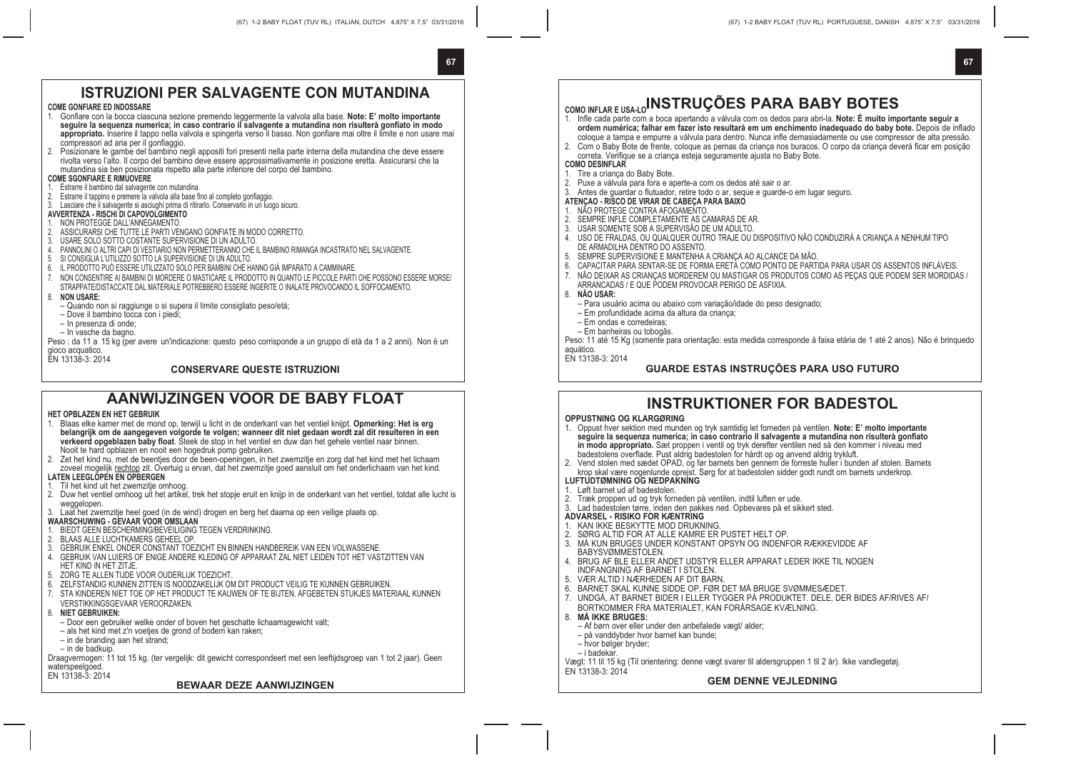# ISTRUZIONI PER SALVAGENTE CON MUTANDINA

**COME GONFIARE ED INDOSSARE**

1. Gonfiare con la bocca ciascuna sezione premendo leggermente la valvola alla base. **Note: E' molto importante seguire la sequenza numerica; in caso contrario il salvagente a mutandina non risulterà gonfiato in modo appropriato.** Inserire il tappo nella valvola e spingerla verso il basso. Non gonfiare mai oltre il limite e non usare mai compressori ad aria per il gonfiaggio.
2. Posizionare le gambe del bambino negli appositi fori presenti nella parte interna della mutandina che deve essere rivolta verso l'alto. Il corpo del bambino deve essere approssimativamente in posizione eretta. Assicurarsi che la mutandina sia ben posizionata rispetto alla parte inferiore del corpo del bambino.

**COME SGONFIARE E RIMUOVERE**

1. Estrarre il bambino dal salvagente con mutandina.
2. Estrarre il tappino e premere la valvola alla base fino al completo gonfiaggio.
3. Lasciare che il salvagente si asciughi prima di ritirarlo. Conservarlo in un luogo sicuro.

**AVVERTENZA - RISCHI DI CAPOVOLGIMENTO**

1. NON PROTEGGE DALL'ANNEGAMENTO.
2. ASSICURARSI CHE TUTTE LE PARTI VENGANO GONFIATE IN MODO CORRETTO.
3. USARE SOLO SOTTO COSTANTE SUPERVISIONE DI UN ADULTO.
4. PANNOLINI O ALTRI CAPI DI VESTIARIO NON PERMETTERANNO CHE IL BAMBINO RIMANGA INCASTRATO NEL SALVAGENTE.
5. SI CONSIGLIA L'UTILIZZO SOTTO LA SUPERVISIONE DI UN ADULTO.
6. IL PRODOTTO PUÒ ESSERE UTILIZZATO SOLO PER BAMBINI CHE HANNO GIÀ IMPARATO A CAMMINARE.
7. NON CONSENTIRE AI BAMBINI DI MORDERE O MASTICARE IL PRODOTTO IN QUANTO LE PICCOLE PARTI CHE POSSONO ESSERE MORSE/ STRAPPATE/DISTACCATE DAL MATERIALE POTREBBERO ESSERE INGERITE O INALATE PROVOCANDO IL SOFFOCAMENTO.
8. **NON USARE:**
   – Quando non si raggiunge o si supera il limite consigliato peso/età;
   – Dove il bambino tocca con i piedi;
   – In presenza di onde;
   – In vasche da bagno.

Peso : da 11 a 15 kg (per avere un'indicazione: questo peso corrisponde a un gruppo di età da 1 a 2 anni). Non è un gioco acquatico.
EN 13138-3: 2014

**CONSERVARE QUESTE ISTRUZIONI**

# AANWIJZINGEN VOOR DE BABY FLOAT

**HET OPBLAZEN EN HET GEBRUIK**

1. Blaas elke kamer met de mond op, terwijl u licht in de onderkant van het ventiel knijpt. **Opmerking: Het is erg belangrijk om de aangegeven volgorde te volgen; wanneer dit niet gedaan wordt zal dit resulteren in een verkeerd opgeblazen baby float**. Steek de stop in het ventiel en duw dan het gehele ventiel naar binnen. Nooit te hard opblazen en nooit een hogedruk pomp gebruiken.
2. Zet het kind nu, met de beentjes door de been-openingen, in het zwemzitje en zorg dat het kind met het lichaam zoveel mogelijk rechtop zit. Overtuig u ervan, dat het zwemzitje goed aansluit om het onderlichaam van het kind.

**LATEN LEEGLOPEN EN OPBERGEN**

1. Til het kind uit het zwemzitje omhoog.
2. Duw het ventiel omhoog uit het artikel, trek het stopje eruit en knijp in de onderkant van het ventiel, totdat alle lucht is weggelopen.
3. Laat het zwemzitje heel goed (in de wind) drogen en berg het daarna op een veilige plaats op.

**WAARSCHUWING - GEVAAR VOOR OMSLAAN**

1. BIEDT GEEN BESCHERMING/BEVEILIGING TEGEN VERDRINKING.
2. BLAAS ALLE LUCHTKAMERS GEHEEL OP.
3. GEBRUIK ENKEL ONDER CONSTANT TOEZICHT EN BINNEN HANDBEREIK VAN EEN VOLWASSENE.
4. GEBRUIK VAN LUIERS OF ENIGE ANDERE KLEDING OF APPARAAT ZAL NIET LEIDEN TOT HET VASTZITTEN VAN HET KIND IN HET ZITJE.
5. ZORG TE ALLEN TIJDE VOOR OUDERLIJK TOEZICHT.
6. ZELFSTANDIG KUNNEN ZITTEN IS NOODZAKELIJK OM DIT PRODUCT VEILIG TE KUNNEN GEBRUIKEN.
7. STA KINDEREN NIET TOE OP HET PRODUCT TE KAUWEN OF TE BIJTEN, AFGEBETEN STUKJES MATERIAAL KUNNEN VERSTIKKINGSGEVAAR VEROORZAKEN.
8. **NIET GEBRUIKEN:**
   – Door een gebruiker welke onder of boven het geschatte lichaamsgewicht valt;
   – als het kind met z'n voetjes de grond of bodem kan raken;
   – in de branding aan het strand;
   – in de badkuip.

Draagvermogen: 11 tot 15 kg. (ter vergelijk: dit gewicht correspondeert met een leeftijdsgroep van 1 tot 2 jaar). Geen waterspeelgoed.
EN 13138-3: 2014

**BEWAAR DEZE AANWIJZINGEN**

# INSTRUÇÕES PARA BABY BOTES

**COMO INFLAR E USA-LO**

1. Infle cada parte com a boca apertando a válvula com os dedos para abri-la. **Note: É muito importante seguir a ordem numérica; falhar em fazer isto resultará em um enchimento inadequado do baby bote.** Depois de inflado coloque a tampa e empurre a válvula para dentro. Nunca infle demasiadamente ou use compressor de alta pressão.
2. Com o Baby Bote de frente, coloque as pernas da criança nos buracos. O corpo da criança deverá ficar em posição correta. Verifique se a criança esteja seguramente ajusta no Baby Bote.

**COMO DESINFLAR**

1. Tire a criança do Baby Bote.
2. Puxe a válvula para fora e aperte-a com os dedos até sair o ar.
3. Antes de guardar o flutuador, retire todo o ar, seque e guarde-o em lugar seguro.

**ATENÇAO - RISCO DE VIRAR DE CABEÇA PARA BAIXO**

1. NÃO PROTEGE CONTRA AFOGAMENTO.
2. SEMPRE INFLE COMPLETAMENTE AS CAMARAS DE AR.
3. USAR SOMENTE SOB A SUPERVISÃO DE UM ADULTO.
4. USO DE FRALDAS, OU QUALQUER OUTRO TRAJE OU DISPOSITIVO NÃO CONDUZIRÁ A CRIANÇA A NENHUM TIPO DE ARMADILHA DENTRO DO ASSENTO.
5. SEMPRE SUPERVISIONE E MANTENHA A CRIANÇA AO ALCANCE DA MÃO.
6. CAPACITAR PARA SENTAR-SE DE FORMA ERETA COMO PONTO DE PARTIDA PARA USAR OS ASSENTOS INFLÁVEIS.
7. NÃO DEIXAR AS CRIANÇAS MORDEREM OU MASTIGAR OS PRODUTOS COMO AS PEÇAS QUE PODEM SER MORDIDAS / ARRANCADAS / E QUE PODEM PROVOCAR PERIGO DE ASFIXIA.
8. **NÃO USAR:**
   – Para usuário acima ou abaixo com variação/idade do peso designado;
   – Em profundidade acima da altura da criança;
   – Em ondas e corredeiras;
   – Em banheiras ou tobogãs.

Peso: 11 até 15 Kg (somente para orientação: esta medida corresponde à faixa etária de 1 até 2 anos). Não é brinquedo aquático.
EN 13138-3: 2014

**GUARDE ESTAS INSTRUÇÕES PARA USO FUTURO**

# INSTRUKTIONER FOR BADESTOL

**OPPUSTNING OG KLARGØRING**

1. Oppust hver sektion med munden og tryk samtidig let forneden på ventilen. **Note: E' molto importante seguire la sequenza numerica; in caso contrario il salvagente a mutandina non risulterà gonfiato in modo appropriato.** Sæt proppen i ventil og tryk derefter ventilen ned så den kommer i niveau med badestolens overflade. Pust aldrig badestolen for hårdt op og anvend aldrig trykluft.
2. Vend stolen med sædet OPAD, og før barnets ben gennem de forreste huller i bunden af stolen. Barnets krop skal være nogenlunde oprejst. Sørg for at badestolen sidder godt rundt om barnets underkrop.

**LUFTUDTØMNING OG NEDPAKNING**

1. Løft barnet ud af badestolen.
2. Træk proppen ud og tryk forneden på ventilen, indtil luften er ude.
3. Lad badestolen tørre, inden den pakkes ned. Opbevares på et sikkert sted.

**ADVARSEL - RISIKO FOR KÆNTRING**

1. KAN IKKE BESKYTTE MOD DRUKNING.
2. SØRG ALTID FOR AT ALLE KAMRE ER PUSTET HELT OP.
3. MÅ KUN BRUGES UNDER KONSTANT OPSYN OG INDENFOR RÆKKEVIDDE AF BABYSVØMMESTOLEN.
4. BRUG AF BLE ELLER ANDET UDSTYR ELLER APPARAT LEDER IKKE TIL NOGEN INDFANGNING AF BARNET I STOLEN.
5. VÆR ALTID I NÆRHEDEN AF DIT BARN.
6. BARNET SKAL KUNNE SIDDE OP, FØR DET MÅ BRUGE SVØMMESÆDET.
7. UNDGÅ, AT BARNET BIDER I ELLER TYGGER PÅ PRODUKTET. DELE, DER BIDES AF/RIVES AF/ BORTKOMMER FRA MATERIALET, KAN FORÅRSAGE KVÆLNING.
8. **MÅ IKKE BRUGES:**
   – Af børn over eller under den anbefalede vægt/ alder;
   – på vanddybder hvor barnet kan bunde;
   – hvor bølger bryder;
   – i badekar.

Vægt: 11 til 15 kg (Til orientering: denne vægt svarer til aldersgruppen 1 til 2 år). Ikke vandlegetøj.
EN 13138-3: 2014

**GEM DENNE VEJLEDNING**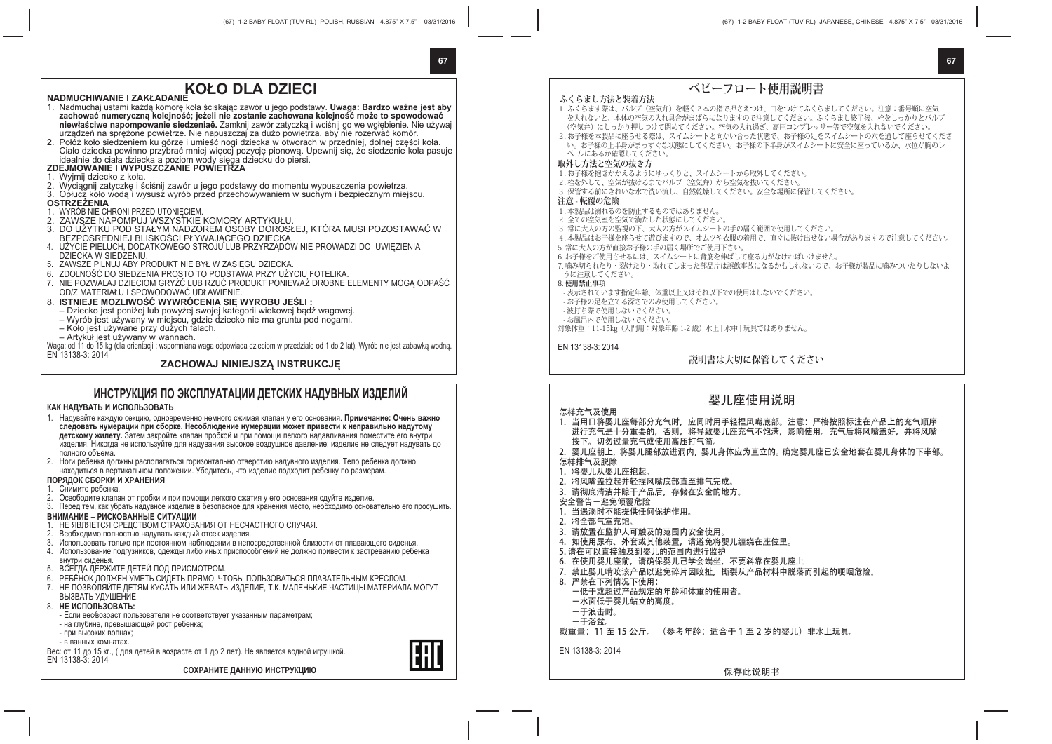# KOŁO DLA DZIECI

**NADMUCHIWANIE I ZAKŁADANIE**

1. Nadmuchaj ustami każdą komorę koła ściskając zawór u jego podstawy. **Uwaga: Bardzo ważne jest aby zachować numeryczną kolejność; jeżeli nie zostanie zachowana kolejność może to spowodować niewłaściwe napompowanie siedzeniaê.** Zamknij zawór zatyczką i wciśnij go we wgłębienie. Nie używaj urządzeń na sprężone powietrze. Nie napuszczaj za dużo powietrza, aby nie rozerwać komór.
2. Połóż koło siedzeniem ku górze i umieść nogi dziecka w otworach w przedniej, dolnej części koła. Ciało dziecka powinno przybrać mniej więcej pozycję pionową. Upewnij się, że siedzenie koła pasuje idealnie do ciała dziecka a poziom wody sięga dziecku do piersi.

**ZDEJMOWANIE I WYPUSZCZANIE POWIETRZA**

1. Wyjmij dziecko z koła.
2. Wyciągnij zatyczkę i ściśnij zawór u jego podstawy do momentu wypuszczenia powietrza.
3. Opłucz koło wodą i wysusz wyrób przed przechowywaniem w suchym i bezpiecznym miejscu.

**OSTRZEŻENIA**

1. WYRÓB NIE CHRONI PRZED UTONIĘCIEM.
2. ZAWSZE NAPOMPUJ WSZYSTKIE KOMORY ARTYKUŁU.
3. DO UŻYTKU POD STAŁYM NADZOREM OSOBY DOROSŁEJ, KTÓRA MUSI POZOSTAWAĆ W BEZPOSREDNIEJ BLISKOŚCI PŁYWAJĄCEGO DZIECKA.
4. UŻYCIE PIELUCH, DODATKOWEGO STROJU LUB PRZYRZĄDÓW NIE PROWADZI DO UWIĘZIENIA DZIECKA W SIEDZENIU.
5. ZAWSZE PILNUJ ABY PRODUKT NIE BYŁ W ZASIĘGU DZIECKA.
6. ZDOLNOŚĆ DO SIEDZENIA PROSTO TO PODSTAWA PRZY UŻYCIU FOTELIKA.
7. NIE POZWALAJ DZIECIOM GRYŹĆ LUB RZUĆ PRODUKT PONIEWAŻ DROBNE ELEMENTY MOGĄ ODPAŚĆ OD/Z MATERIAŁU I SPOWODOWAĆ UDŁAWIENIE.
8. **ISTNIEJE MOZLIWOŚĆ WYWRÓCENIA SIĘ WYROBU JEŚLI :**
   – Dziecko jest poniżej lub powyżej swojej kategorii wiekowej bądź wagowej.
   – Wyrób jest używany w miejscu, gdzie dziecko nie ma gruntu pod nogami.
   – Koło jest używane przy dużych falach.
   – Artykuł jest używany w wannach.

Waga: od 11 do 15 kg (dla orientacji : wspomniana waga odpowiada dzieciom w przedziale od 1 do 2 lat). Wyrób nie jest zabawką wodną.
EN 13138-3: 2014

**ZACHOWAJ NINIEJSZĄ INSTRUKCJĘ**

# ИНСТРУКЦИЯ ПО ЭКСПЛУАТАЦИИ ДЕТСКИХ НАДУВНЫХ ИЗДЕЛИЙ

**КАК НАДУВАТЬ И ИСПОЛЬЗОВАТЬ**

1. Надувайте каждую секцию, одновременно немного сжимая клапан у его основания. **Примечание: Очень важно следовать нумерации при сборке. Несоблюдение нумерации может привести к неправильно надутому детскому жилету.** Затем закройте клапан пробкой и при помощи легкого надавливания поместите его внутри изделия. Никогда не используйте для надувания высокое воздушное давление; изделие не следует надувать до полного объема.
2. Ноги ребенка должны располагаться горизонтально отверстию надувного изделия. Тело ребенка должно находиться в вертикальном положении. Убедитесь, что изделие подходит ребенку по размерам.

**ПОРЯДОК СБОРКИ И ХРАНЕНИЯ**

1. Снимите ребенка.
2. Освободите клапан от пробки и при помощи легкого сжатия у его основания сдуйте изделие.
3. Перед тем, как убрать надувное изделие в безопасное для хранения место, основательно его просушить.

**ВНИМАНИЕ – РИСКОВАННЫЕ СИТУАЦИИ**

1. НЕ ЯВЛЯЕТСЯ СРЕДСТВОМ СТРАХОВАНИЯ ОТ НЕСЧАСТНОГО СЛУЧАЯ.
2. Необходимо полностью надувать каждый отсек изделия.
3. Использовать только при постоянном наблюдении в непосредственной близости от плавающего сиденья.
4. Использование подгузников, одежды либо иных приспособлений не должно привести к застреванию ребенка внутри сиденья.
5. ВСЕГДА ДЕРЖИТЕ ДЕТЕЙ ПОД ПРИСМОТРОМ.
6. РЕБЁНОК ДОЛЖЕН УМЕТЬ СИДЕТЬ ПРЯМО, ЧТОБЫ ПОЛЬЗОВАТЬСЯ ПЛАВАТЕЛЬНЫМ КРЕСЛОМ.
7. НЕ ПОЗВОЛЯЙТЕ ДЕТЯМ КУСАТЬ ИЛИ ЖЕВАТЬ ИЗДЕЛИЕ, Т.К. МАЛЕНЬКИЕ ЧАСТИЦЫ МАТЕРИАЛА МОГУТ ВЫЗВАТЬ УДУШЕНИЕ.
8. **НЕ ИСПОЛЬЗОВАТЬ:**
   - Если вес/возраст пользователя не соответствует указанным параметрам;
   - на глубине, превышающей рост ребенка;
   - при высоких волнах;
   - в ванных комнатах.

Вес: от 11 до 15 кг., ( для детей в возрасте от 1 до 2 лет). Не является водной игрушкой.
EN 13138-3: 2014

**СОХРАНИТЕ ДАННУЮ ИНСТРУКЦИЮ**

# ベビーフロート使用説明書

**ふくらまし方法と装着方法**

1. ふくらます際は、バルブ（空気弁）を軽く２本の指で押さえつけ、口をつけてふくらましてください。注意：番号順に空気を入れないと、本体の空気の入れ具合がまばらになりますので注意してください。ふくらまし終了後、栓をしっかりとバルブ（空気弁）にしっかり押しつけて閉めてください。空気の入れ過ぎ、高圧コンプレッサー等で空気を入れないでください。
2. お子様を本製品に座らせる際は、スイムシートと向かい合った状態で、お子様の足をスイムシートの穴を通して座らせてください。お子様の上半身がまっすぐな状態にしてください。お子様の下半身がスイムシートに座っているか、水位が胸のレベルにあるか確認してください。

**取外し方法と空気の抜き方**

1. お子様を抱きかかえるようにゆっくりと、スイムシートから取外してください。
2. 栓を外して、空気が抜けるまでバルブ（空気弁）から空気を抜いてください。
3. 保管する前にきれいな水で洗い流し、自然乾燥してください。安全な場所に保管してください。

**注意・転覆の危険**

1. 本製品は溺れるのを防止するものではありません。
2. 全ての空気室を空気で満たした状態にしてください。
3. 常に大人の方の監視の下、大人の方がスイムシートの手の届く範囲で使用してください。
4. 本製品はお子様を座らせて遊びますので、オムツや衣服の着用で、直ぐに抜け出せない場合がありますので注意してください。
5. 常に大人の方が直接お子様の手の届く場所でご使用下さい。
6. お子様をご使用させるには、スイムシートに背筋を伸ばして座る力がなければいけません。
7. 噛み切られたり・裂けたり・取れてしまった部品片は誤飲事故になるかもしれないので、お子様が製品に噛みついたりしないように注意してください。
8. 使用禁止事項
   - 表示されています指定年齢、体重以上又はそれ以下での使用はしないでください。
   - お子様の足を立てる深さでのみ使用してください。
   - 波打ち際で使用しないでください。
   - お風呂内で使用しないでください。

対象体重：11-15kg（入門用：対象年齢 1-2 歳）水上 [ 水中 ] 玩具ではありません。

EN 13138-3: 2014

**説明書は大切に保管してください**

# 婴儿座使用说明

**怎样充气及使用**

1. 当用口将婴儿座每部分充气时，应同时用手轻捏风嘴底部。注意：严格按照标注在产品上的充气顺序进行充气是十分重要的，否则，将导致婴儿座充气不饱满，影响使用。充气后将风嘴盖好，并将风嘴按下。切勿过量充气或使用高压打气筒。
2. 婴儿座朝上，将婴儿腿部放进洞内，婴儿身体应为直立的。确定婴儿座已安全地套在婴儿身体的下半部。

**怎样排气及脱除**

1. 将婴儿从婴儿座抱起。
2. 将风嘴盖拉起并轻捏风嘴底部直至排气完成。
3. 请彻底清洁并晾干产品后，存储在安全的地方。

**安全警告－避免倾覆危险**

1. 当遇溺时不能提供任何保护作用。
2. 将全部气室充饱。
3. 请放置在监护人可触及的范围内安全使用。
4. 如使用尿布、外套或其他装置，请避免将婴儿缠绕在座位里。
5. 请在可以直接触及到婴儿的范围内进行监护
6. 在使用婴儿座前，请确保婴儿已学会端坐，不要斜靠在婴儿座上
7. 禁止婴儿啃咬该产品以避免碎片因咬扯，撕裂从产品材料中脱落而引起的哽咽危险。
8. 严禁在下列情况下使用：
   －低于或超过产品规定的年龄和体重的使用者。
   －水面低于婴儿站立的高度。
   －于浪击时。
   －于浴盆。

载重量：11 至 15 公斤。（参考年龄：适合于 1 至 2 岁的婴儿）非水上玩具。

EN 13138-3: 2014

**保存此说明书**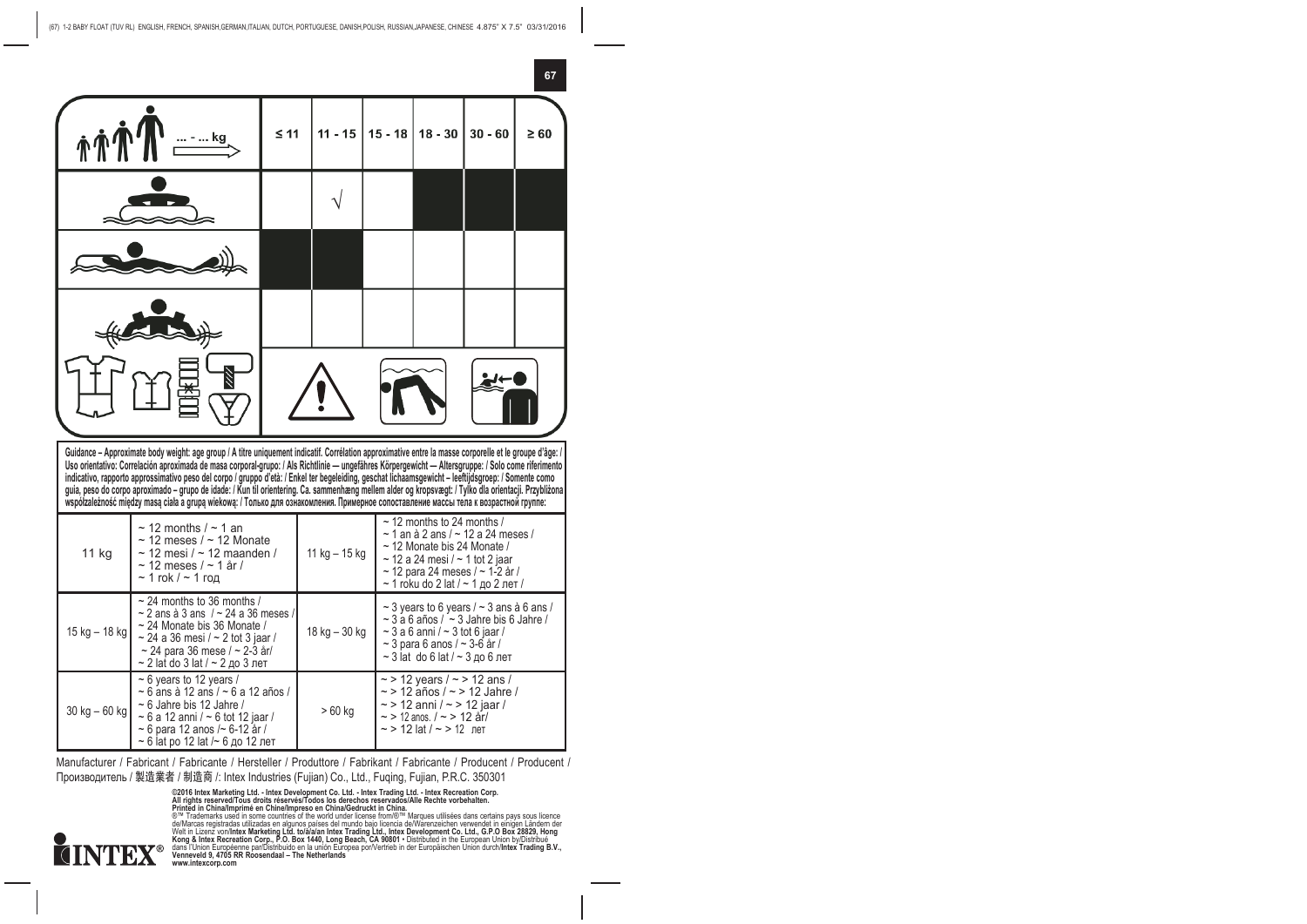| ... - ... kg | ≤ 11 | 11 - 15 | 15 - 18 | 18 - 30 | 30 - 60 | ≥ 60 |
|---|---|---|---|---|---|---|
| | | √ | | | | |

Guidance – Approximate body weight: age group / A titre uniquement indicatif. Corrélation approximative entre la masse corporelle et le groupe d'âge: / Uso orientativo: Correlación aproximada de masa corporal-grupo: / Als Richtlinie — ungefähres Körpergewicht — Altersgruppe: / Solo come riferimento indicativo, rapporto approssimativo peso del corpo / gruppo d'età: / Enkel ter begeleiding, geschat lichaamsgewicht – leeftijdsgroep: / Somente como guia, peso do corpo aproximado – grupo de idade: / Kun til orientering. Ca. sammenhæng mellem alder og kropsvægt: / Tylko dla orientacji. Przybliżona współzależność między masą ciała a grupą wiekową: / Только для ознакомления. Примерное сопоставление массы тела к возрастной группе:

| | | | |
|---|---|---|---|
| 11 kg | ~ 12 months / ~ 1 an<br>~ 12 meses / ~ 12 Monate<br>~ 12 mesi / ~ 12 maanden /<br>~ 12 meses / ~ 1 år /<br>~ 1 rok / ~ 1 год | 11 kg – 15 kg | ~ 12 months to 24 months /<br>~ 1 an à 2 ans / ~ 12 a 24 meses /<br>~ 12 Monate bis 24 Monate /<br>~ 12 a 24 mesi / ~ 1 tot 2 jaar<br>~ 12 para 24 meses / ~ 1-2 år /<br>~ 1 roku do 2 lat / ~ 1 до 2 лет / |
| 15 kg – 18 kg | ~ 24 months to 36 months /<br>~ 2 ans à 3 ans / ~ 24 a 36 meses /<br>~ 24 Monate bis 36 Monate /<br>~ 24 a 36 mesi / ~ 2 tot 3 jaar /<br>~ 24 para 36 mese / ~ 2-3 år/<br>~ 2 lat do 3 lat / ~ 2 до 3 лет | 18 kg – 30 kg | ~ 3 years to 6 years / ~ 3 ans à 6 ans /<br>~ 3 a 6 años / ~ 3 Jahre bis 6 Jahre /<br>~ 3 a 6 anni / ~ 3 tot 6 jaar /<br>~ 3 para 6 anos / ~ 3-6 år /<br>~ 3 lat do 6 lat / ~ 3 до 6 лет |
| 30 kg – 60 kg | ~ 6 years to 12 years /<br>~ 6 ans à 12 ans / ~ 6 a 12 años /<br>~ 6 Jahre bis 12 Jahre /<br>~ 6 a 12 anni / ~ 6 tot 12 jaar /<br>~ 6 para 12 anos /~ 6-12 år /<br>~ 6 lat po 12 lat /~ 6 до 12 лет | > 60 kg | ~ > 12 years / ~ > 12 ans /<br>~ > 12 años / ~ > 12 Jahre /<br>~ > 12 anni / ~ > 12 jaar /<br>~ > 12 anos. / ~ > 12 år/<br>~ > 12 lat / ~ > 12 лет |

Manufacturer / Fabricant / Fabricante / Hersteller / Produttore / Fabrikant / Fabricante / Producent / Producent / Производитель / 製造業者 / 制造商 /: Intex Industries (Fujian) Co., Ltd., Fuqing, Fujian, P.R.C. 350301

**©2016 Intex Marketing Ltd. - Intex Development Co. Ltd. - Intex Trading Ltd. - Intex Recreation Corp.**
**All rights reserved/Tous droits réservés/Todos los derechos reservados/Alle Rechte vorbehalten.**
**Printed in China/Imprimé en Chine/Impreso en China/Gedruckt in China.**
®™ Trademarks used in some countries of the world under license from/®™ Marques utilisées dans certains pays sous licence de/Marcas registradas utilizadas en algunos países del mundo bajo licencia de/Warenzeichen verwendet in einigen Ländern der Welt in Lizenz von/**Intex Marketing Ltd. to/à/a/an Intex Trading Ltd., Intex Development Co. Ltd., G.P.O Box 28829, Hong Kong & Intex Recreation Corp., P.O. Box 1440, Long Beach, CA 90801** • Distributed in the European Union by/Distribué dans l'Union Européenne par/Distribuido en la unión Europea por/Vertrieb in der Europäischen Union durch/**Intex Trading B.V., Venneveld 9, 4705 RR Roosendaal – The Netherlands**
**www.intexcorp.com**

INTEX®